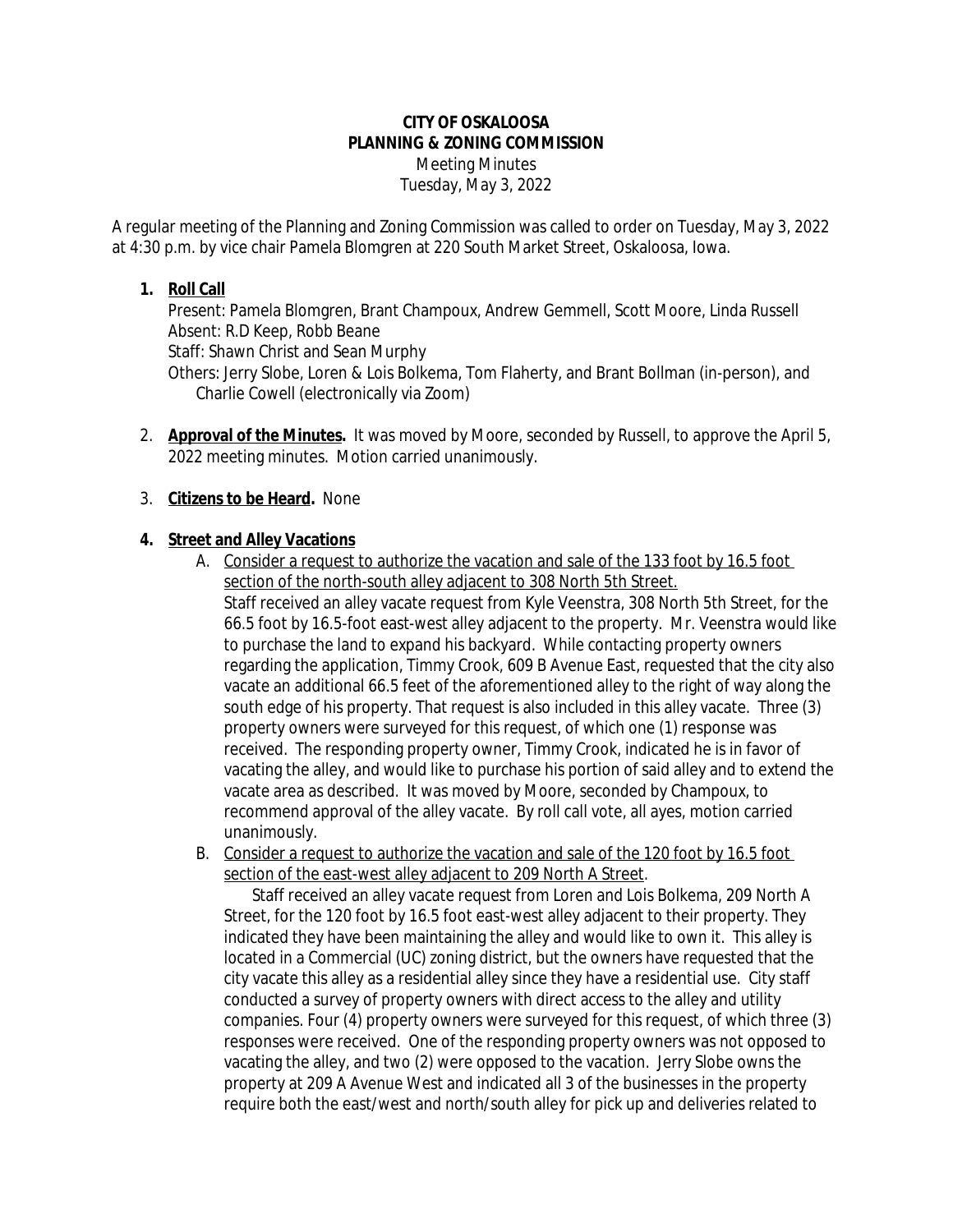**CITY OF OSKALOOSA**
**PLANNING & ZONING COMMISSION**
Meeting Minutes
Tuesday, May 3, 2022

A regular meeting of the Planning and Zoning Commission was called to order on Tuesday, May 3, 2022 at 4:30 p.m. by vice chair Pamela Blomgren at 220 South Market Street, Oskaloosa, Iowa.

1. **Roll Call**
   Present: Pamela Blomgren, Brant Champoux, Andrew Gemmell, Scott Moore, Linda Russell
   Absent: R.D Keep, Robb Beane
   Staff: Shawn Christ and Sean Murphy
   Others: Jerry Slobe, Loren & Lois Bolkema, Tom Flaherty, and Brant Bollman (in-person), and Charlie Cowell (electronically via Zoom)

2. **Approval of the Minutes.** It was moved by Moore, seconded by Russell, to approve the April 5, 2022 meeting minutes. Motion carried unanimously.

3. **Citizens to be Heard.** None

4. **Street and Alley Vacations**
   A. Consider a request to authorize the vacation and sale of the 133 foot by 16.5 foot section of the north-south alley adjacent to 308 North 5th Street.
   Staff received an alley vacate request from Kyle Veenstra, 308 North 5th Street, for the 66.5 foot by 16.5-foot east-west alley adjacent to the property. Mr. Veenstra would like to purchase the land to expand his backyard. While contacting property owners regarding the application, Timmy Crook, 609 B Avenue East, requested that the city also vacate an additional 66.5 feet of the aforementioned alley to the right of way along the south edge of his property. That request is also included in this alley vacate. Three (3) property owners were surveyed for this request, of which one (1) response was received. The responding property owner, Timmy Crook, indicated he is in favor of vacating the alley, and would like to purchase his portion of said alley and to extend the vacate area as described. It was moved by Moore, seconded by Champoux, to recommend approval of the alley vacate. By roll call vote, all ayes, motion carried unanimously.

   B. Consider a request to authorize the vacation and sale of the 120 foot by 16.5 foot section of the east-west alley adjacent to 209 North A Street.
   Staff received an alley vacate request from Loren and Lois Bolkema, 209 North A Street, for the 120 foot by 16.5 foot east-west alley adjacent to their property. They indicated they have been maintaining the alley and would like to own it. This alley is located in a Commercial (UC) zoning district, but the owners have requested that the city vacate this alley as a residential alley since they have a residential use. City staff conducted a survey of property owners with direct access to the alley and utility companies. Four (4) property owners were surveyed for this request, of which three (3) responses were received. One of the responding property owners was not opposed to vacating the alley, and two (2) were opposed to the vacation. Jerry Slobe owns the property at 209 A Avenue West and indicated all 3 of the businesses in the property require both the east/west and north/south alley for pick up and deliveries related to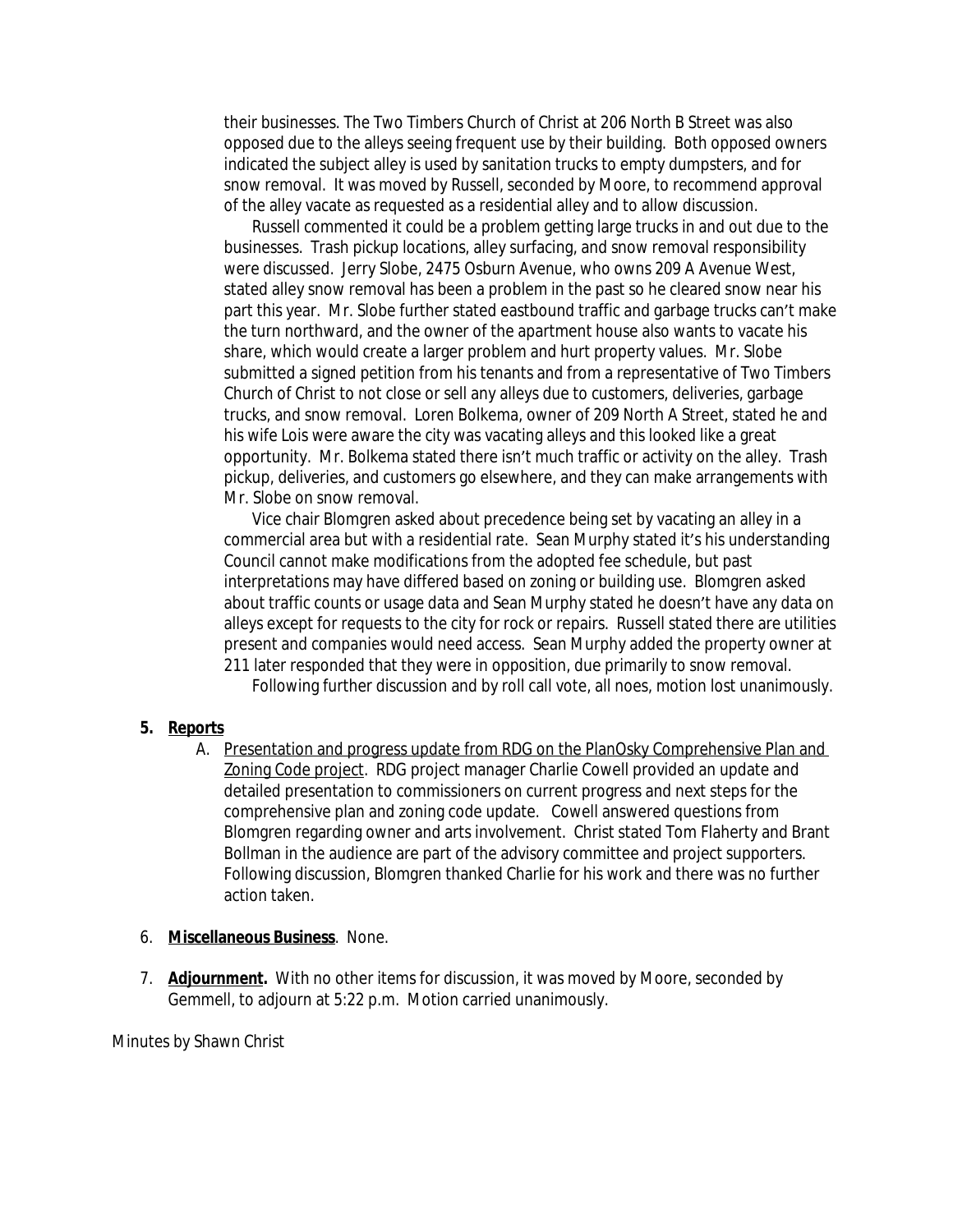their businesses. The Two Timbers Church of Christ at 206 North B Street was also opposed due to the alleys seeing frequent use by their building. Both opposed owners indicated the subject alley is used by sanitation trucks to empty dumpsters, and for snow removal. It was moved by Russell, seconded by Moore, to recommend approval of the alley vacate as requested as a residential alley and to allow discussion.

Russell commented it could be a problem getting large trucks in and out due to the businesses. Trash pickup locations, alley surfacing, and snow removal responsibility were discussed. Jerry Slobe, 2475 Osburn Avenue, who owns 209 A Avenue West, stated alley snow removal has been a problem in the past so he cleared snow near his part this year. Mr. Slobe further stated eastbound traffic and garbage trucks can't make the turn northward, and the owner of the apartment house also wants to vacate his share, which would create a larger problem and hurt property values. Mr. Slobe submitted a signed petition from his tenants and from a representative of Two Timbers Church of Christ to not close or sell any alleys due to customers, deliveries, garbage trucks, and snow removal. Loren Bolkema, owner of 209 North A Street, stated he and his wife Lois were aware the city was vacating alleys and this looked like a great opportunity. Mr. Bolkema stated there isn't much traffic or activity on the alley. Trash pickup, deliveries, and customers go elsewhere, and they can make arrangements with Mr. Slobe on snow removal.

Vice chair Blomgren asked about precedence being set by vacating an alley in a commercial area but with a residential rate. Sean Murphy stated it's his understanding Council cannot make modifications from the adopted fee schedule, but past interpretations may have differed based on zoning or building use. Blomgren asked about traffic counts or usage data and Sean Murphy stated he doesn't have any data on alleys except for requests to the city for rock or repairs. Russell stated there are utilities present and companies would need access. Sean Murphy added the property owner at 211 later responded that they were in opposition, due primarily to snow removal.

Following further discussion and by roll call vote, all noes, motion lost unanimously.

**5. Reports**

A. Presentation and progress update from RDG on the PlanOsky Comprehensive Plan and Zoning Code project. RDG project manager Charlie Cowell provided an update and detailed presentation to commissioners on current progress and next steps for the comprehensive plan and zoning code update. Cowell answered questions from Blomgren regarding owner and arts involvement. Christ stated Tom Flaherty and Brant Bollman in the audience are part of the advisory committee and project supporters. Following discussion, Blomgren thanked Charlie for his work and there was no further action taken.

6. **Miscellaneous Business**. None.

7. **Adjournment.** With no other items for discussion, it was moved by Moore, seconded by Gemmell, to adjourn at 5:22 p.m. Motion carried unanimously.

Minutes by Shawn Christ